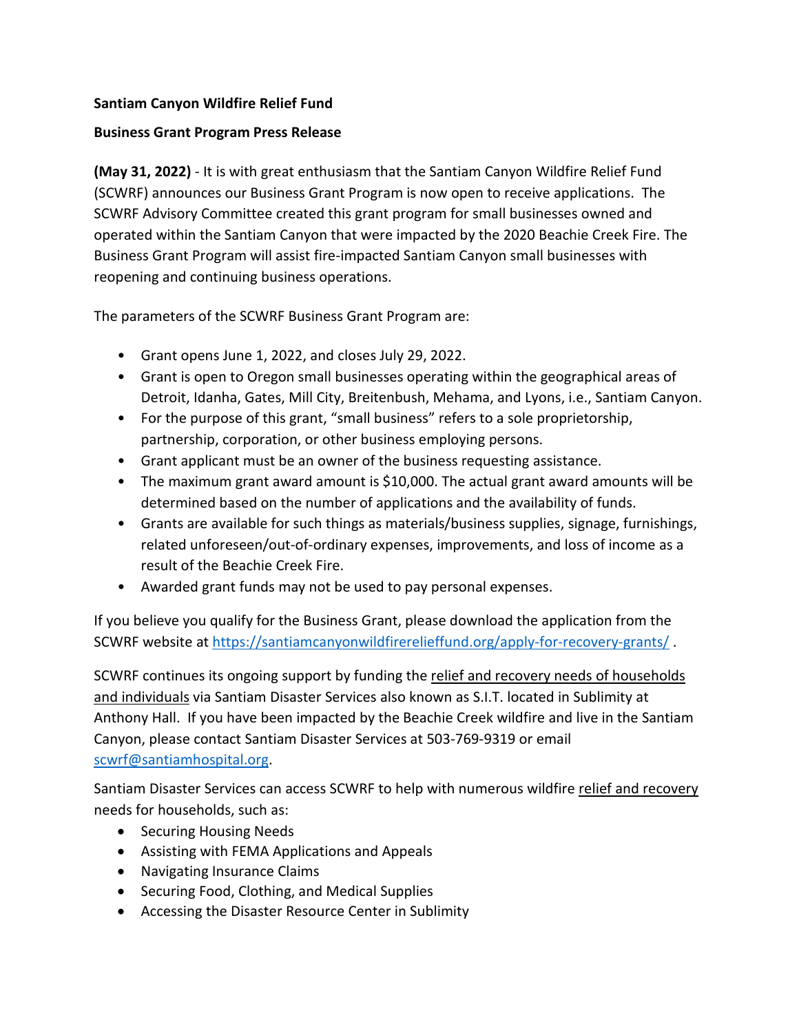**Santiam Canyon Wildfire Relief Fund**

**Business Grant Program Press Release**

**(May 31, 2022)** - It is with great enthusiasm that the Santiam Canyon Wildfire Relief Fund (SCWRF) announces our Business Grant Program is now open to receive applications. The SCWRF Advisory Committee created this grant program for small businesses owned and operated within the Santiam Canyon that were impacted by the 2020 Beachie Creek Fire. The Business Grant Program will assist fire-impacted Santiam Canyon small businesses with reopening and continuing business operations.

The parameters of the SCWRF Business Grant Program are:

- Grant opens June 1, 2022, and closes July 29, 2022.
- Grant is open to Oregon small businesses operating within the geographical areas of Detroit, Idanha, Gates, Mill City, Breitenbush, Mehama, and Lyons, i.e., Santiam Canyon.
- For the purpose of this grant, "small business" refers to a sole proprietorship, partnership, corporation, or other business employing persons.
- Grant applicant must be an owner of the business requesting assistance.
- The maximum grant award amount is $10,000. The actual grant award amounts will be determined based on the number of applications and the availability of funds.
- Grants are available for such things as materials/business supplies, signage, furnishings, related unforeseen/out-of-ordinary expenses, improvements, and loss of income as a result of the Beachie Creek Fire.
- Awarded grant funds may not be used to pay personal expenses.

If you believe you qualify for the Business Grant, please download the application from the SCWRF website at [https://santiamcanyonwildfirerelieffund.org/apply-for-recovery-grants/](https://santiamcanyonwildfirerelieffund.org/apply-for-recovery-grants/) .

SCWRF continues its ongoing support by funding the relief and recovery needs of households and individuals via Santiam Disaster Services also known as S.I.T. located in Sublimity at Anthony Hall. If you have been impacted by the Beachie Creek wildfire and live in the Santiam Canyon, please contact Santiam Disaster Services at 503-769-9319 or email [scwrf@santiamhospital.org](mailto:scwrf@santiamhospital.org).

Santiam Disaster Services can access SCWRF to help with numerous wildfire relief and recovery needs for households, such as:

- Securing Housing Needs
- Assisting with FEMA Applications and Appeals
- Navigating Insurance Claims
- Securing Food, Clothing, and Medical Supplies
- Accessing the Disaster Resource Center in Sublimity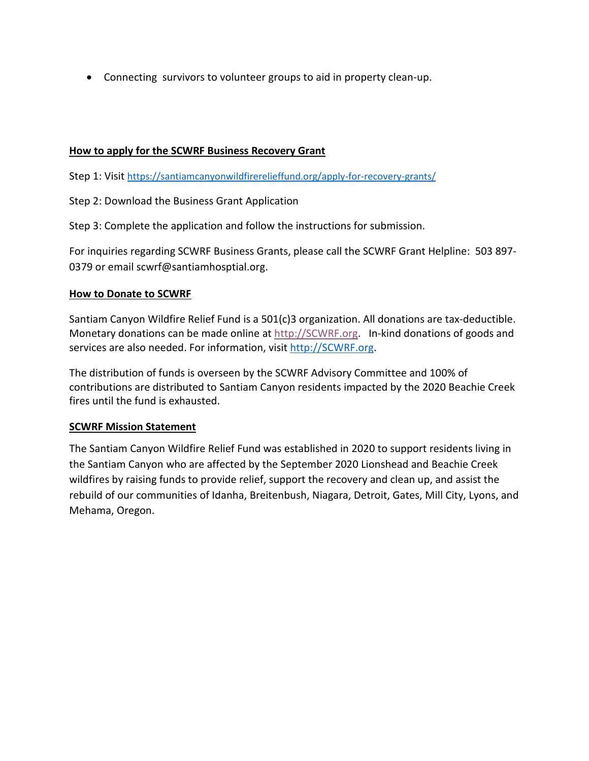- Connecting survivors to volunteer groups to aid in property clean-up.

**How to apply for the SCWRF Business Recovery Grant**

Step 1: Visit https://santiamcanyonwildfirerelieffund.org/apply-for-recovery-grants/

Step 2: Download the Business Grant Application

Step 3: Complete the application and follow the instructions for submission.

For inquiries regarding SCWRF Business Grants, please call the SCWRF Grant Helpline: 503 897-0379 or email scwrf@santiamhosptial.org.

**How to Donate to SCWRF**

Santiam Canyon Wildfire Relief Fund is a 501(c)3 organization. All donations are tax-deductible. Monetary donations can be made online at http://SCWRF.org. In-kind donations of goods and services are also needed. For information, visit http://SCWRF.org.

The distribution of funds is overseen by the SCWRF Advisory Committee and 100% of contributions are distributed to Santiam Canyon residents impacted by the 2020 Beachie Creek fires until the fund is exhausted.

**SCWRF Mission Statement**

The Santiam Canyon Wildfire Relief Fund was established in 2020 to support residents living in the Santiam Canyon who are affected by the September 2020 Lionshead and Beachie Creek wildfires by raising funds to provide relief, support the recovery and clean up, and assist the rebuild of our communities of Idanha, Breitenbush, Niagara, Detroit, Gates, Mill City, Lyons, and Mehama, Oregon.